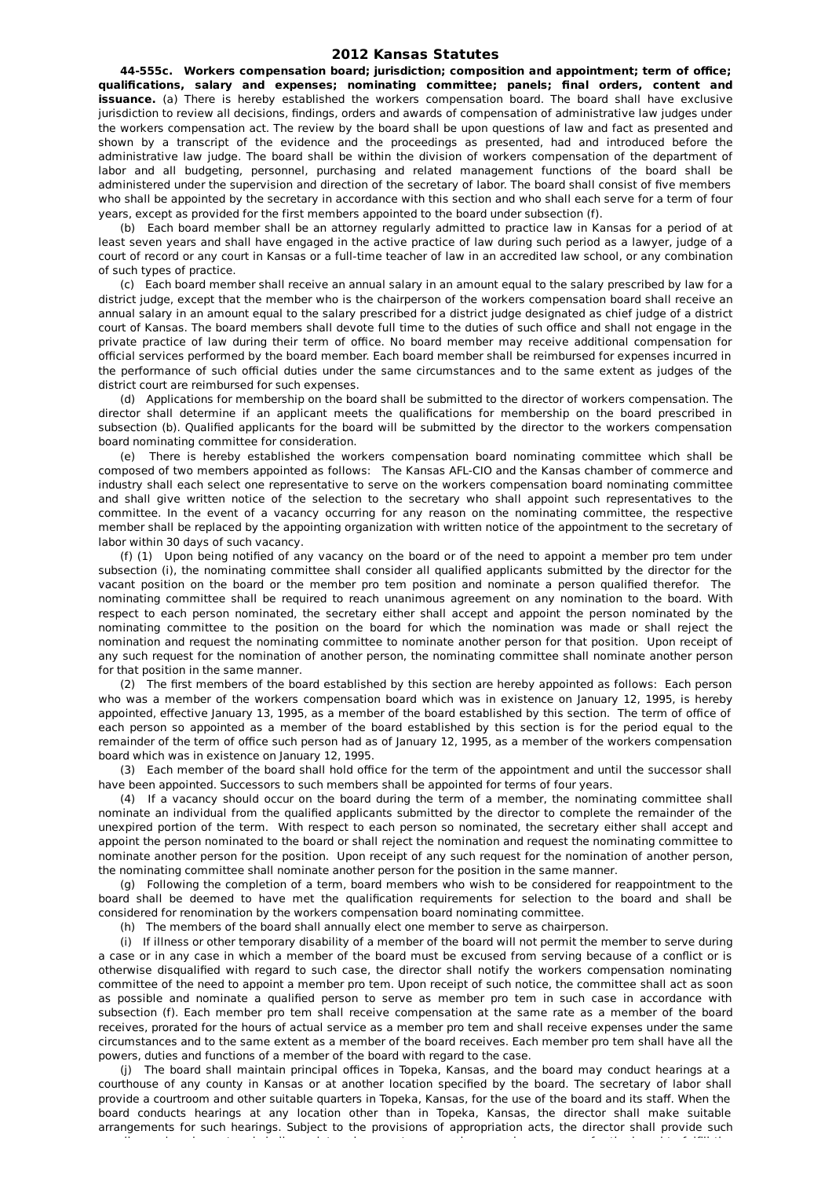# 2012 Kansas Statutes

**44-555c. Workers compensation board; jurisdiction; composition and appointment; term of office; qualifications, salary and expenses; nominating committee; panels; final orders, content and issuance.** (a) There is hereby established the workers compensation board. The board shall have exclusive jurisdiction to review all decisions, findings, orders and awards of compensation of administrative law judges under the workers compensation act. The review by the board shall be upon questions of law and fact as presented and shown by a transcript of the evidence and the proceedings as presented, had and introduced before the administrative law judge. The board shall be within the division of workers compensation of the department of labor and all budgeting, personnel, purchasing and related management functions of the board shall be administered under the supervision and direction of the secretary of labor. The board shall consist of five members who shall be appointed by the secretary in accordance with this section and who shall each serve for a term of four years, except as provided for the first members appointed to the board under subsection (f).

(b) Each board member shall be an attorney regularly admitted to practice law in Kansas for a period of at least seven years and shall have engaged in the active practice of law during such period as a lawyer, judge of a court of record or any court in Kansas or a full-time teacher of law in an accredited law school, or any combination of such types of practice.

(c) Each board member shall receive an annual salary in an amount equal to the salary prescribed by law for a district judge, except that the member who is the chairperson of the workers compensation board shall receive an annual salary in an amount equal to the salary prescribed for a district judge designated as chief judge of a district court of Kansas. The board members shall devote full time to the duties of such office and shall not engage in the private practice of law during their term of office. No board member may receive additional compensation for official services performed by the board member. Each board member shall be reimbursed for expenses incurred in the performance of such official duties under the same circumstances and to the same extent as judges of the district court are reimbursed for such expenses.

(d) Applications for membership on the board shall be submitted to the director of workers compensation. The director shall determine if an applicant meets the qualifications for membership on the board prescribed in subsection (b). Qualified applicants for the board will be submitted by the director to the workers compensation board nominating committee for consideration.

(e) There is hereby established the workers compensation board nominating committee which shall be composed of two members appointed as follows: The Kansas AFL-CIO and the Kansas chamber of commerce and industry shall each select one representative to serve on the workers compensation board nominating committee and shall give written notice of the selection to the secretary who shall appoint such representatives to the committee. In the event of a vacancy occurring for any reason on the nominating committee, the respective member shall be replaced by the appointing organization with written notice of the appointment to the secretary of labor within 30 days of such vacancy.

(f) (1) Upon being notified of any vacancy on the board or of the need to appoint a member pro tem under subsection (i), the nominating committee shall consider all qualified applicants submitted by the director for the vacant position on the board or the member pro tem position and nominate a person qualified therefor. The nominating committee shall be required to reach unanimous agreement on any nomination to the board. With respect to each person nominated, the secretary either shall accept and appoint the person nominated by the nominating committee to the position on the board for which the nomination was made or shall reject the nomination and request the nominating committee to nominate another person for that position. Upon receipt of any such request for the nomination of another person, the nominating committee shall nominate another person for that position in the same manner.

(2) The first members of the board established by this section are hereby appointed as follows: Each person who was a member of the workers compensation board which was in existence on January 12, 1995, is hereby appointed, effective January 13, 1995, as a member of the board established by this section. The term of office of each person so appointed as a member of the board established by this section is for the period equal to the remainder of the term of office such person had as of January 12, 1995, as a member of the workers compensation board which was in existence on January 12, 1995.

(3) Each member of the board shall hold office for the term of the appointment and until the successor shall have been appointed. Successors to such members shall be appointed for terms of four years.

(4) If a vacancy should occur on the board during the term of a member, the nominating committee shall nominate an individual from the qualified applicants submitted by the director to complete the remainder of the unexpired portion of the term. With respect to each person so nominated, the secretary either shall accept and appoint the person nominated to the board or shall reject the nomination and request the nominating committee to nominate another person for the position. Upon receipt of any such request for the nomination of another person, the nominating committee shall nominate another person for the position in the same manner.

(g) Following the completion of a term, board members who wish to be considered for reappointment to the board shall be deemed to have met the qualification requirements for selection to the board and shall be considered for renomination by the workers compensation board nominating committee.

(h) The members of the board shall annually elect one member to serve as chairperson.

(i) If illness or other temporary disability of a member of the board will not permit the member to serve during a case or in any case in which a member of the board must be excused from serving because of a conflict or is otherwise disqualified with regard to such case, the director shall notify the workers compensation nominating committee of the need to appoint a member pro tem. Upon receipt of such notice, the committee shall act as soon as possible and nominate a qualified person to serve as member pro tem in such case in accordance with subsection (f). Each member pro tem shall receive compensation at the same rate as a member of the board receives, prorated for the hours of actual service as a member pro tem and shall receive expenses under the same circumstances and to the same extent as a member of the board receives. Each member pro tem shall have all the powers, duties and functions of a member of the board with regard to the case.

(j) The board shall maintain principal offices in Topeka, Kansas, and the board may conduct hearings at a courthouse of any county in Kansas or at another location specified by the board. The secretary of labor shall provide a courtroom and other suitable quarters in Topeka, Kansas, for the use of the board and its staff. When the board conducts hearings at any location other than in Topeka, Kansas, the director shall make suitable arrangements for such hearings. Subject to the provisions of appropriation acts, the director shall provide such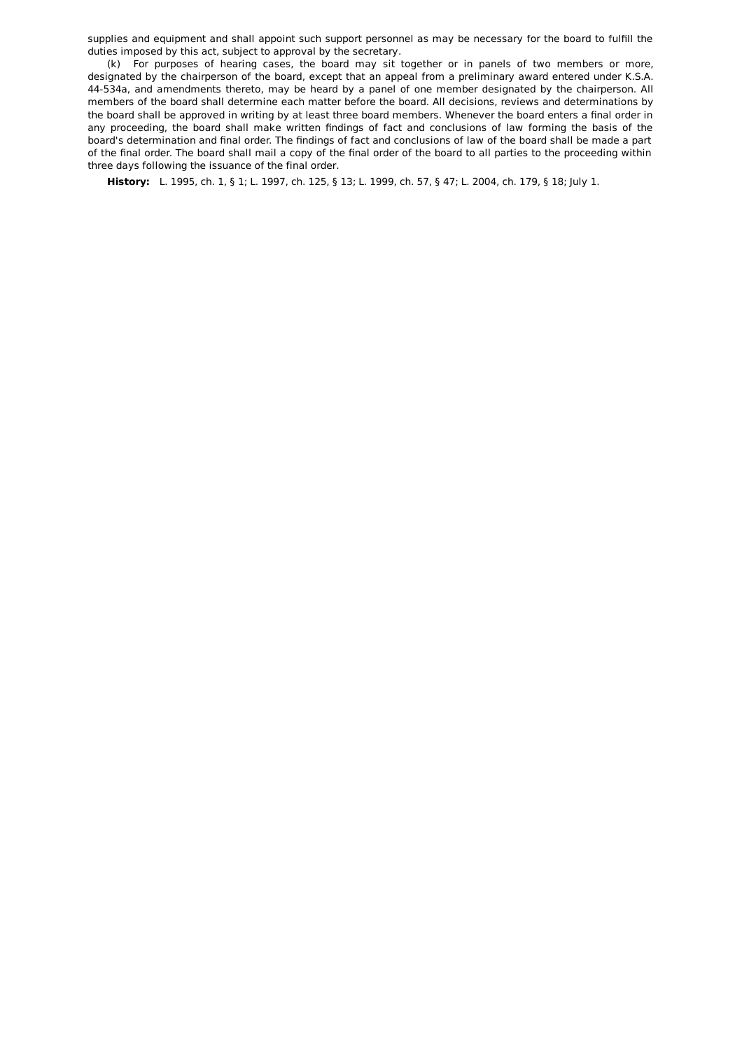supplies and equipment and shall appoint such support personnel as may be necessary for the board to fulfill the duties imposed by this act, subject to approval by the secretary.

(k) For purposes of hearing cases, the board may sit together or in panels of two members or more, designated by the chairperson of the board, except that an appeal from a preliminary award entered under K.S.A. 44-534a, and amendments thereto, may be heard by a panel of one member designated by the chairperson. All members of the board shall determine each matter before the board. All decisions, reviews and determinations by the board shall be approved in writing by at least three board members. Whenever the board enters a final order in any proceeding, the board shall make written findings of fact and conclusions of law forming the basis of the board's determination and final order. The findings of fact and conclusions of law of the board shall be made a part of the final order. The board shall mail a copy of the final order of the board to all parties to the proceeding within three days following the issuance of the final order.

**History:** L. 1995, ch. 1, § 1; L. 1997, ch. 125, § 13; L. 1999, ch. 57, § 47; L. 2004, ch. 179, § 18; July 1.